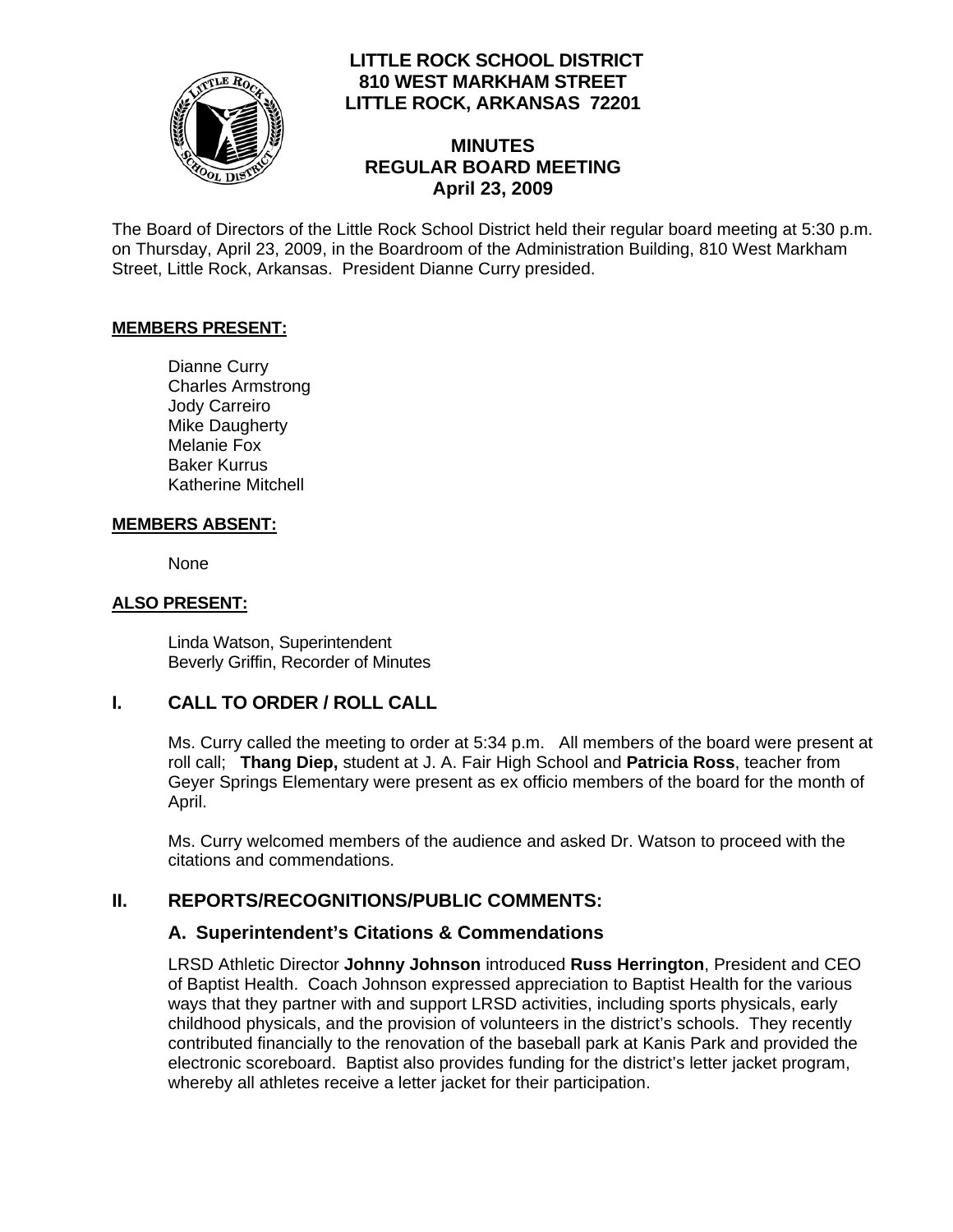# LITTLE ROCK SCHOOL DISTRICT
**810 WEST MARKHAM STREET**
**LITTLE ROCK, ARKANSAS 72201**

## MINUTES
## REGULAR BOARD MEETING
## April 23, 2009

The Board of Directors of the Little Rock School District held their regular board meeting at 5:30 p.m. on Thursday, April 23, 2009, in the Boardroom of the Administration Building, 810 West Markham Street, Little Rock, Arkansas. President Dianne Curry presided.

**MEMBERS PRESENT:**

Dianne Curry
Charles Armstrong
Jody Carreiro
Mike Daugherty
Melanie Fox
Baker Kurrus
Katherine Mitchell

**MEMBERS ABSENT:**

None

**ALSO PRESENT:**

Linda Watson, Superintendent
Beverly Griffin, Recorder of Minutes

## I. CALL TO ORDER / ROLL CALL

Ms. Curry called the meeting to order at 5:34 p.m. All members of the board were present at roll call; **Thang Diep,** student at J. A. Fair High School and **Patricia Ross**, teacher from Geyer Springs Elementary were present as ex officio members of the board for the month of April.

Ms. Curry welcomed members of the audience and asked Dr. Watson to proceed with the citations and commendations.

## II. REPORTS/RECOGNITIONS/PUBLIC COMMENTS:

### A. Superintendent's Citations & Commendations

LRSD Athletic Director **Johnny Johnson** introduced **Russ Herrington**, President and CEO of Baptist Health. Coach Johnson expressed appreciation to Baptist Health for the various ways that they partner with and support LRSD activities, including sports physicals, early childhood physicals, and the provision of volunteers in the district's schools. They recently contributed financially to the renovation of the baseball park at Kanis Park and provided the electronic scoreboard. Baptist also provides funding for the district's letter jacket program, whereby all athletes receive a letter jacket for their participation.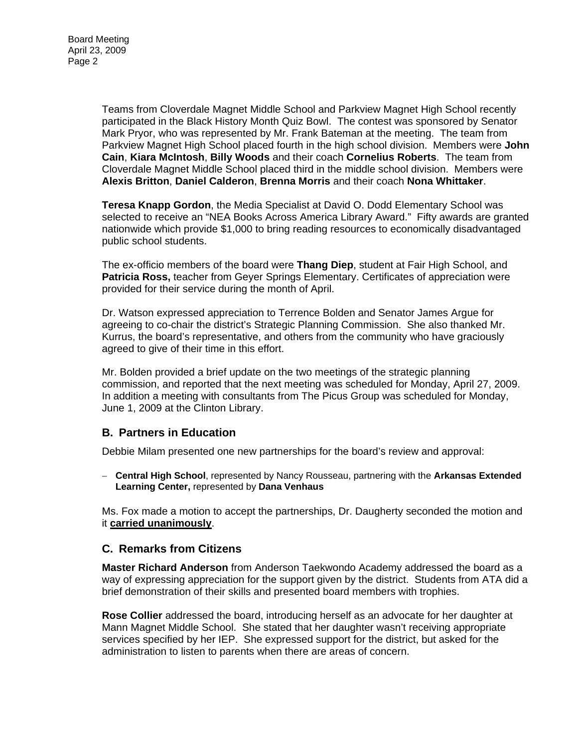Teams from Cloverdale Magnet Middle School and Parkview Magnet High School recently participated in the Black History Month Quiz Bowl. The contest was sponsored by Senator Mark Pryor, who was represented by Mr. Frank Bateman at the meeting. The team from Parkview Magnet High School placed fourth in the high school division. Members were **John Cain**, **Kiara McIntosh**, **Billy Woods** and their coach **Cornelius Roberts**. The team from Cloverdale Magnet Middle School placed third in the middle school division. Members were **Alexis Britton**, **Daniel Calderon**, **Brenna Morris** and their coach **Nona Whittaker**.

**Teresa Knapp Gordon**, the Media Specialist at David O. Dodd Elementary School was selected to receive an "NEA Books Across America Library Award." Fifty awards are granted nationwide which provide $1,000 to bring reading resources to economically disadvantaged public school students.

The ex-officio members of the board were **Thang Diep**, student at Fair High School, and **Patricia Ross,** teacher from Geyer Springs Elementary. Certificates of appreciation were provided for their service during the month of April.

Dr. Watson expressed appreciation to Terrence Bolden and Senator James Argue for agreeing to co-chair the district's Strategic Planning Commission. She also thanked Mr. Kurrus, the board's representative, and others from the community who have graciously agreed to give of their time in this effort.

Mr. Bolden provided a brief update on the two meetings of the strategic planning commission, and reported that the next meeting was scheduled for Monday, April 27, 2009. In addition a meeting with consultants from The Picus Group was scheduled for Monday, June 1, 2009 at the Clinton Library.

## B. Partners in Education

Debbie Milam presented one new partnerships for the board's review and approval:

- **Central High School**, represented by Nancy Rousseau, partnering with the **Arkansas Extended Learning Center,** represented by **Dana Venhaus**

Ms. Fox made a motion to accept the partnerships, Dr. Daugherty seconded the motion and it **carried unanimously**.

## C. Remarks from Citizens

**Master Richard Anderson** from Anderson Taekwondo Academy addressed the board as a way of expressing appreciation for the support given by the district. Students from ATA did a brief demonstration of their skills and presented board members with trophies.

**Rose Collier** addressed the board, introducing herself as an advocate for her daughter at Mann Magnet Middle School. She stated that her daughter wasn't receiving appropriate services specified by her IEP. She expressed support for the district, but asked for the administration to listen to parents when there are areas of concern.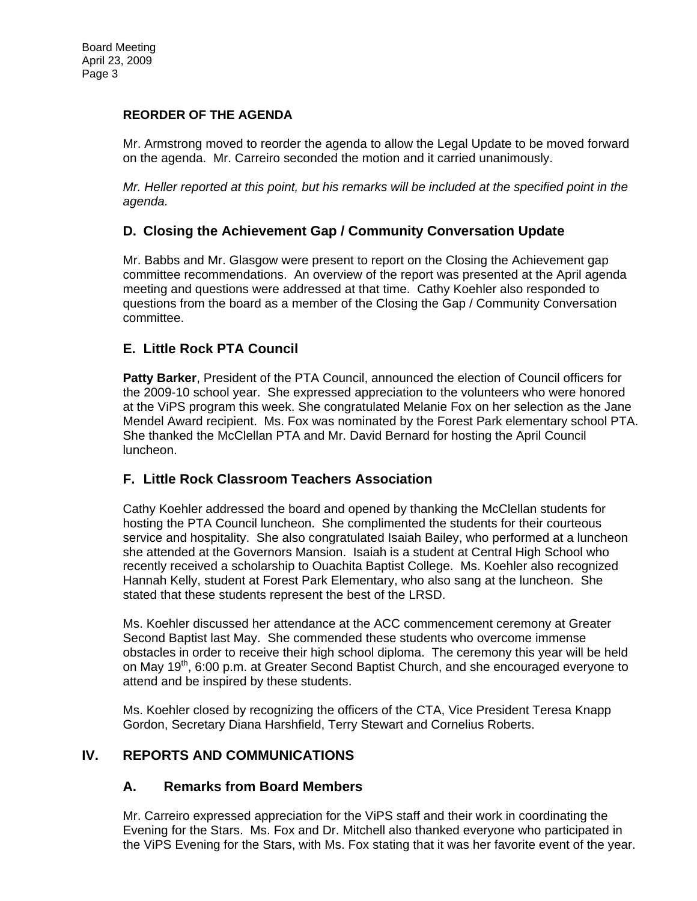**REORDER OF THE AGENDA**

Mr. Armstrong moved to reorder the agenda to allow the Legal Update to be moved forward on the agenda. Mr. Carreiro seconded the motion and it carried unanimously.

*Mr. Heller reported at this point, but his remarks will be included at the specified point in the agenda.*

### D. Closing the Achievement Gap / Community Conversation Update

Mr. Babbs and Mr. Glasgow were present to report on the Closing the Achievement gap committee recommendations. An overview of the report was presented at the April agenda meeting and questions were addressed at that time. Cathy Koehler also responded to questions from the board as a member of the Closing the Gap / Community Conversation committee.

### E. Little Rock PTA Council

**Patty Barker**, President of the PTA Council, announced the election of Council officers for the 2009-10 school year. She expressed appreciation to the volunteers who were honored at the ViPS program this week. She congratulated Melanie Fox on her selection as the Jane Mendel Award recipient. Ms. Fox was nominated by the Forest Park elementary school PTA. She thanked the McClellan PTA and Mr. David Bernard for hosting the April Council luncheon.

### F. Little Rock Classroom Teachers Association

Cathy Koehler addressed the board and opened by thanking the McClellan students for hosting the PTA Council luncheon. She complimented the students for their courteous service and hospitality. She also congratulated Isaiah Bailey, who performed at a luncheon she attended at the Governors Mansion. Isaiah is a student at Central High School who recently received a scholarship to Ouachita Baptist College. Ms. Koehler also recognized Hannah Kelly, student at Forest Park Elementary, who also sang at the luncheon. She stated that these students represent the best of the LRSD.

Ms. Koehler discussed her attendance at the ACC commencement ceremony at Greater Second Baptist last May. She commended these students who overcome immense obstacles in order to receive their high school diploma. The ceremony this year will be held on May 19th, 6:00 p.m. at Greater Second Baptist Church, and she encouraged everyone to attend and be inspired by these students.

Ms. Koehler closed by recognizing the officers of the CTA, Vice President Teresa Knapp Gordon, Secretary Diana Harshfield, Terry Stewart and Cornelius Roberts.

## IV. REPORTS AND COMMUNICATIONS

### A. Remarks from Board Members

Mr. Carreiro expressed appreciation for the ViPS staff and their work in coordinating the Evening for the Stars. Ms. Fox and Dr. Mitchell also thanked everyone who participated in the ViPS Evening for the Stars, with Ms. Fox stating that it was her favorite event of the year.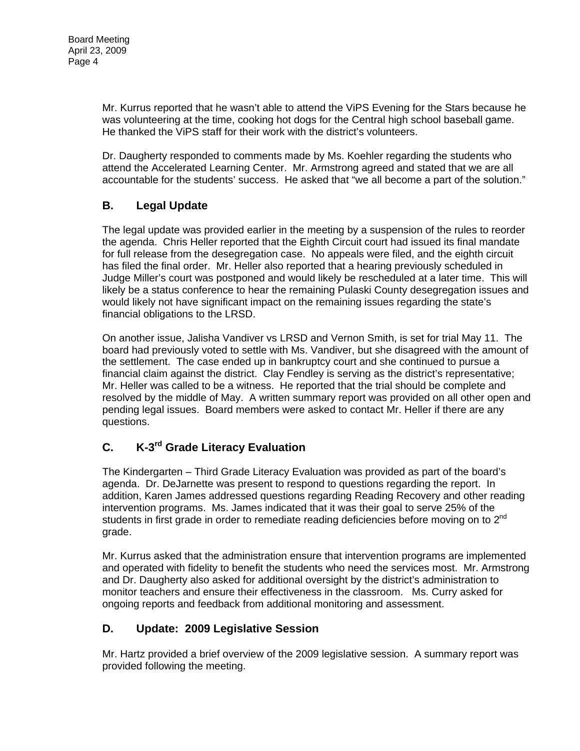Mr. Kurrus reported that he wasn't able to attend the ViPS Evening for the Stars because he was volunteering at the time, cooking hot dogs for the Central high school baseball game. He thanked the ViPS staff for their work with the district's volunteers.

Dr. Daugherty responded to comments made by Ms. Koehler regarding the students who attend the Accelerated Learning Center. Mr. Armstrong agreed and stated that we are all accountable for the students' success. He asked that "we all become a part of the solution."

## B. Legal Update

The legal update was provided earlier in the meeting by a suspension of the rules to reorder the agenda. Chris Heller reported that the Eighth Circuit court had issued its final mandate for full release from the desegregation case. No appeals were filed, and the eighth circuit has filed the final order. Mr. Heller also reported that a hearing previously scheduled in Judge Miller's court was postponed and would likely be rescheduled at a later time. This will likely be a status conference to hear the remaining Pulaski County desegregation issues and would likely not have significant impact on the remaining issues regarding the state's financial obligations to the LRSD.

On another issue, Jalisha Vandiver vs LRSD and Vernon Smith, is set for trial May 11. The board had previously voted to settle with Ms. Vandiver, but she disagreed with the amount of the settlement. The case ended up in bankruptcy court and she continued to pursue a financial claim against the district. Clay Fendley is serving as the district's representative; Mr. Heller was called to be a witness. He reported that the trial should be complete and resolved by the middle of May. A written summary report was provided on all other open and pending legal issues. Board members were asked to contact Mr. Heller if there are any questions.

## C. K-3rd Grade Literacy Evaluation

The Kindergarten – Third Grade Literacy Evaluation was provided as part of the board's agenda. Dr. DeJarnette was present to respond to questions regarding the report. In addition, Karen James addressed questions regarding Reading Recovery and other reading intervention programs. Ms. James indicated that it was their goal to serve 25% of the students in first grade in order to remediate reading deficiencies before moving on to 2nd grade.

Mr. Kurrus asked that the administration ensure that intervention programs are implemented and operated with fidelity to benefit the students who need the services most. Mr. Armstrong and Dr. Daugherty also asked for additional oversight by the district's administration to monitor teachers and ensure their effectiveness in the classroom. Ms. Curry asked for ongoing reports and feedback from additional monitoring and assessment.

## D. Update: 2009 Legislative Session

Mr. Hartz provided a brief overview of the 2009 legislative session. A summary report was provided following the meeting.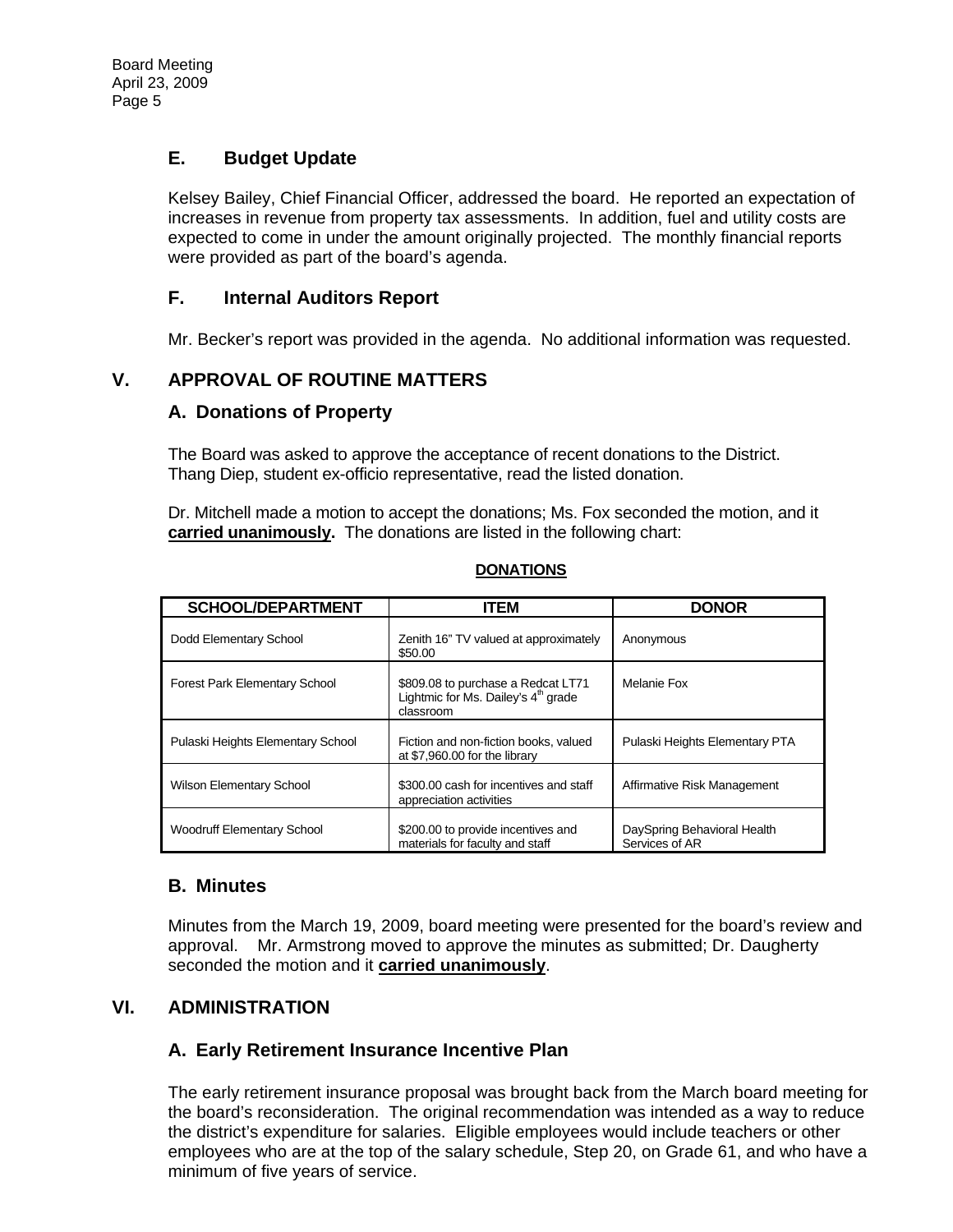### E. Budget Update

Kelsey Bailey, Chief Financial Officer, addressed the board. He reported an expectation of increases in revenue from property tax assessments. In addition, fuel and utility costs are expected to come in under the amount originally projected. The monthly financial reports were provided as part of the board's agenda.

### F. Internal Auditors Report

Mr. Becker's report was provided in the agenda. No additional information was requested.

## V. APPROVAL OF ROUTINE MATTERS

### A. Donations of Property

The Board was asked to approve the acceptance of recent donations to the District. Thang Diep, student ex-officio representative, read the listed donation.

Dr. Mitchell made a motion to accept the donations; Ms. Fox seconded the motion, and it **carried unanimously.** The donations are listed in the following chart:

**DONATIONS**

| SCHOOL/DEPARTMENT | ITEM | DONOR |
|---|---|---|
| Dodd Elementary School | Zenith 16" TV valued at approximately $50.00 | Anonymous |
| Forest Park Elementary School | $809.08 to purchase a Redcat LT71 Lightmic for Ms. Dailey's 4th grade classroom | Melanie Fox |
| Pulaski Heights Elementary School | Fiction and non-fiction books, valued at $7,960.00 for the library | Pulaski Heights Elementary PTA |
| Wilson Elementary School | $300.00 cash for incentives and staff appreciation activities | Affirmative Risk Management |
| Woodruff Elementary School | $200.00 to provide incentives and materials for faculty and staff | DaySpring Behavioral Health Services of AR |

### B. Minutes

Minutes from the March 19, 2009, board meeting were presented for the board's review and approval. Mr. Armstrong moved to approve the minutes as submitted; Dr. Daugherty seconded the motion and it **carried unanimously**.

## VI. ADMINISTRATION

### A. Early Retirement Insurance Incentive Plan

The early retirement insurance proposal was brought back from the March board meeting for the board's reconsideration. The original recommendation was intended as a way to reduce the district's expenditure for salaries. Eligible employees would include teachers or other employees who are at the top of the salary schedule, Step 20, on Grade 61, and who have a minimum of five years of service.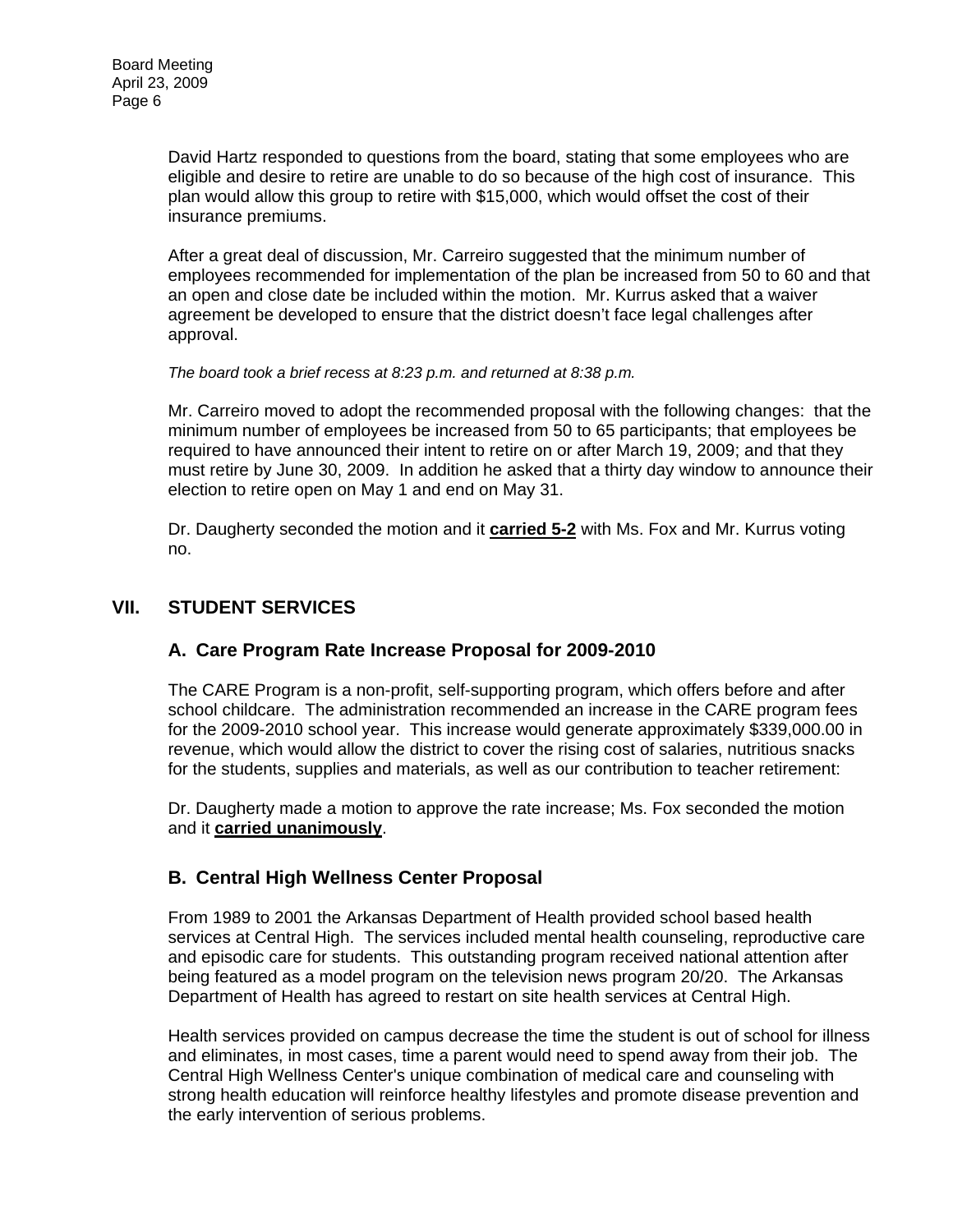David Hartz responded to questions from the board, stating that some employees who are eligible and desire to retire are unable to do so because of the high cost of insurance. This plan would allow this group to retire with $15,000, which would offset the cost of their insurance premiums.

After a great deal of discussion, Mr. Carreiro suggested that the minimum number of employees recommended for implementation of the plan be increased from 50 to 60 and that an open and close date be included within the motion. Mr. Kurrus asked that a waiver agreement be developed to ensure that the district doesn't face legal challenges after approval.

*The board took a brief recess at 8:23 p.m. and returned at 8:38 p.m.*

Mr. Carreiro moved to adopt the recommended proposal with the following changes: that the minimum number of employees be increased from 50 to 65 participants; that employees be required to have announced their intent to retire on or after March 19, 2009; and that they must retire by June 30, 2009. In addition he asked that a thirty day window to announce their election to retire open on May 1 and end on May 31.

Dr. Daugherty seconded the motion and it **carried 5-2** with Ms. Fox and Mr. Kurrus voting no.

## VII. STUDENT SERVICES

### A. Care Program Rate Increase Proposal for 2009-2010

The CARE Program is a non-profit, self-supporting program, which offers before and after school childcare. The administration recommended an increase in the CARE program fees for the 2009-2010 school year. This increase would generate approximately $339,000.00 in revenue, which would allow the district to cover the rising cost of salaries, nutritious snacks for the students, supplies and materials, as well as our contribution to teacher retirement:

Dr. Daugherty made a motion to approve the rate increase; Ms. Fox seconded the motion and it **carried unanimously**.

### B. Central High Wellness Center Proposal

From 1989 to 2001 the Arkansas Department of Health provided school based health services at Central High. The services included mental health counseling, reproductive care and episodic care for students. This outstanding program received national attention after being featured as a model program on the television news program 20/20. The Arkansas Department of Health has agreed to restart on site health services at Central High.

Health services provided on campus decrease the time the student is out of school for illness and eliminates, in most cases, time a parent would need to spend away from their job. The Central High Wellness Center's unique combination of medical care and counseling with strong health education will reinforce healthy lifestyles and promote disease prevention and the early intervention of serious problems.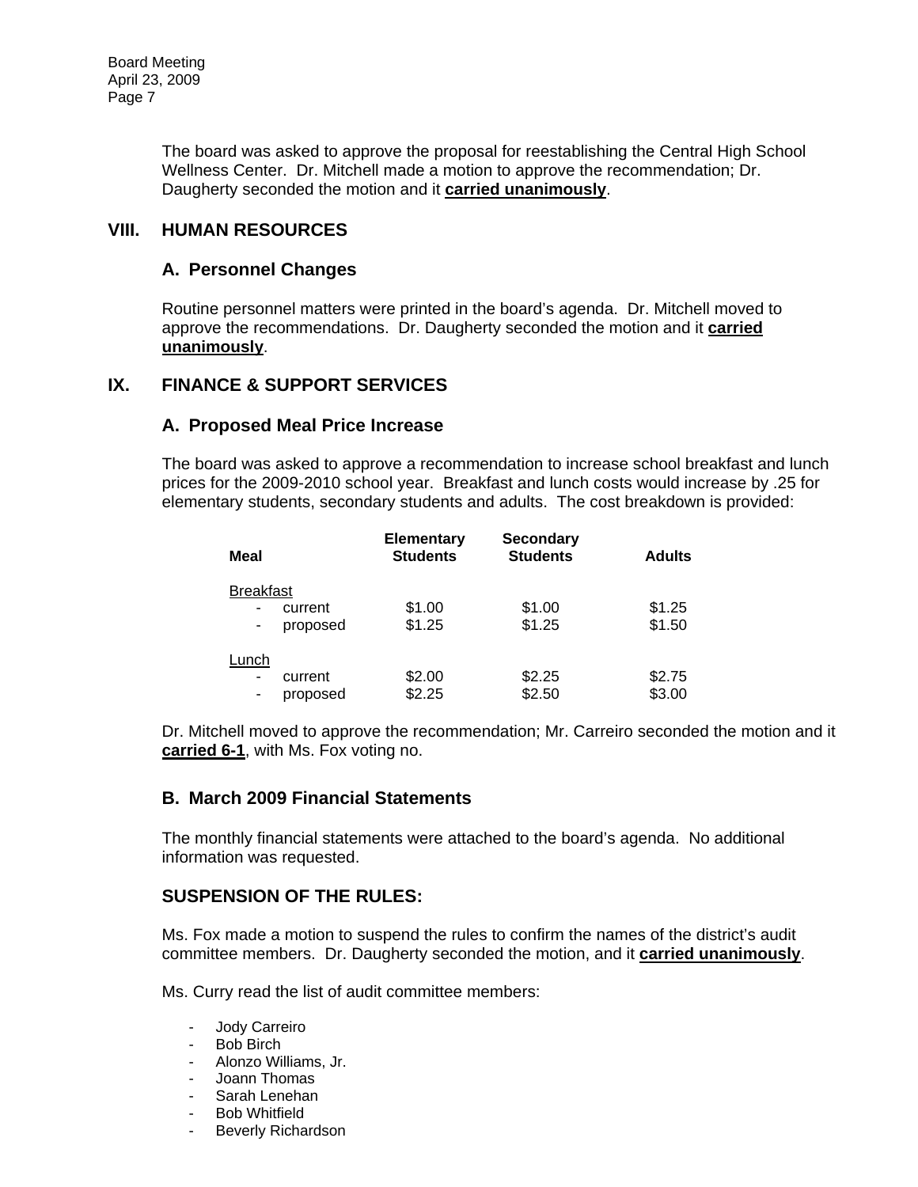The board was asked to approve the proposal for reestablishing the Central High School Wellness Center. Dr. Mitchell made a motion to approve the recommendation; Dr. Daugherty seconded the motion and it **carried unanimously**.

## VIII. HUMAN RESOURCES

### A. Personnel Changes

Routine personnel matters were printed in the board's agenda. Dr. Mitchell moved to approve the recommendations. Dr. Daugherty seconded the motion and it **carried unanimously**.

## IX. FINANCE & SUPPORT SERVICES

### A. Proposed Meal Price Increase

The board was asked to approve a recommendation to increase school breakfast and lunch prices for the 2009-2010 school year. Breakfast and lunch costs would increase by .25 for elementary students, secondary students and adults. The cost breakdown is provided:

| Meal | Elementary Students | Secondary Students | Adults |
|---|---|---|---|
| Breakfast | | | |
| - current | $1.00 | $1.00 | $1.25 |
| - proposed | $1.25 | $1.25 | $1.50 |
| Lunch | | | |
| - current | $2.00 | $2.25 | $2.75 |
| - proposed | $2.25 | $2.50 | $3.00 |

Dr. Mitchell moved to approve the recommendation; Mr. Carreiro seconded the motion and it **carried 6-1**, with Ms. Fox voting no.

### B. March 2009 Financial Statements

The monthly financial statements were attached to the board's agenda. No additional information was requested.

### SUSPENSION OF THE RULES:

Ms. Fox made a motion to suspend the rules to confirm the names of the district's audit committee members. Dr. Daugherty seconded the motion, and it **carried unanimously**.

Ms. Curry read the list of audit committee members:

- Jody Carreiro
- Bob Birch
- Alonzo Williams, Jr.
- Joann Thomas
- Sarah Lenehan
- Bob Whitfield
- Beverly Richardson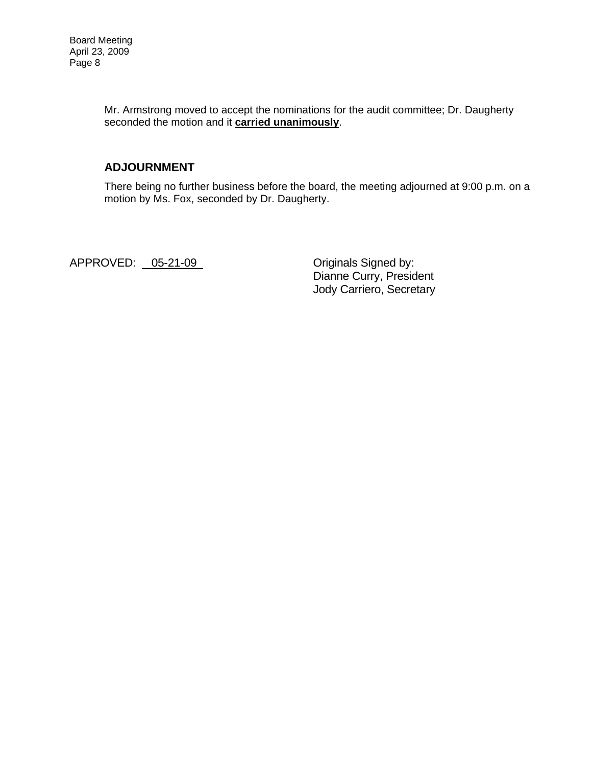Mr. Armstrong moved to accept the nominations for the audit committee; Dr. Daugherty seconded the motion and it **carried unanimously**.

## ADJOURNMENT

There being no further business before the board, the meeting adjourned at 9:00 p.m. on a motion by Ms. Fox, seconded by Dr. Daugherty.

APPROVED: 05-21-09

Originals Signed by:
Dianne Curry, President
Jody Carriero, Secretary